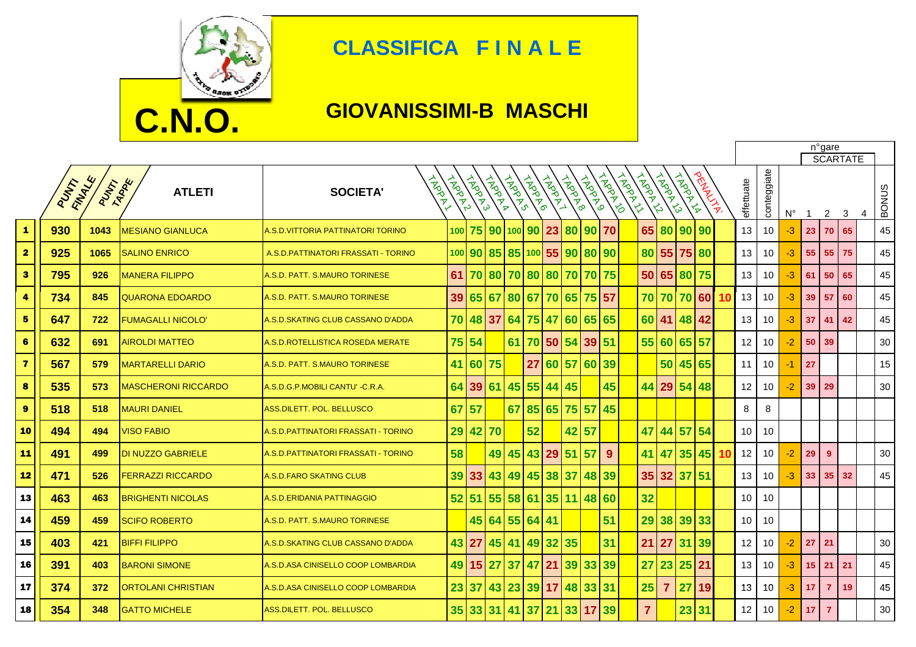# C.N.O.

## CLASSIFICA F I N A L E

## GIOVANISSIMI-B MASCHI

| | PUNTI FINALE | PUNTI TAPPE | ATLETI | SOCIETA' | TAPPA 1 | TAPPA 2 | TAPPA 3 | TAPPA 4 | TAPPA 5 | TAPPA 6 | TAPPA 7 | TAPPA 8 | TAPPA 9 | TAPPA 10 | TAPPA 11 | TAPPA 12 | TAPPA 13 | TAPPA 14 | PENALITA' | effettuate | conteggiate | n°gare SCARTATE N° | 1 | 2 | 3 | 4 | BONUS |
|---|---|---|---|---|---|---|---|---|---|---|---|---|---|---|---|---|---|---|---|---|---|---|---|---|---|---|---|
| 1 | 930 | 1043 | MESIANO GIANLUCA | A.S.D.VITTORIA PATTINATORI TORINO | 100 | 75 | 90 | 100 | 90 | 23 | 80 | 90 | 70 | | 65 | 80 | 90 | 90 | | 13 | 10 | -3 | 23 | 70 | 65 | | 45 |
| 2 | 925 | 1065 | SALINO ENRICO | A.S.D.PATTINATORI FRASSATI - TORINO | 100 | 90 | 85 | 85 | 100 | 55 | 90 | 80 | 90 | | 80 | 55 | 75 | 80 | | 13 | 10 | -3 | 55 | 55 | 75 | | 45 |
| 3 | 795 | 926 | MANERA FILIPPO | A.S.D. PATT. S.MAURO TORINESE | 61 | 70 | 80 | 70 | 80 | 80 | 70 | 70 | 75 | | 50 | 65 | 80 | 75 | | 13 | 10 | -3 | 61 | 50 | 65 | | 45 |
| 4 | 734 | 845 | QUARONA EDOARDO | A.S.D. PATT. S.MAURO TORINESE | 39 | 65 | 67 | 80 | 67 | 70 | 65 | 75 | 57 | | 70 | 70 | 70 | 60 | 10 | 13 | 10 | -3 | 39 | 57 | 60 | | 45 |
| 5 | 647 | 722 | FUMAGALLI NICOLO' | A.S.D.SKATING CLUB CASSANO D'ADDA | 70 | 48 | 37 | 64 | 75 | 47 | 60 | 65 | 65 | | 60 | 41 | 48 | 42 | | 13 | 10 | -3 | 37 | 41 | 42 | | 45 |
| 6 | 632 | 691 | AIROLDI MATTEO | A.S.D.ROTELLISTICA ROSEDA MERATE | 75 | 54 | | 61 | 70 | 50 | 54 | 39 | 51 | | 55 | 60 | 65 | 57 | | 12 | 10 | -2 | 50 | 39 | | | 30 |
| 7 | 567 | 579 | MARTARELLI DARIO | A.S.D. PATT. S.MAURO TORINESE | 41 | 60 | 75 | | 27 | 60 | 57 | 60 | 39 | | | 50 | 45 | 65 | | 11 | 10 | -1 | 27 | | | | 15 |
| 8 | 535 | 573 | MASCHERONI RICCARDO | A.S.D.G.P.MOBILI CANTU' -C.R.A. | 64 | 39 | 61 | 45 | 55 | 44 | 45 | | 45 | | 44 | 29 | 54 | 48 | | 12 | 10 | -2 | 39 | 29 | | | 30 |
| 9 | 518 | 518 | MAURI DANIEL | ASS.DILETT. POL. BELLUSCO | 67 | 57 | | 67 | 85 | 65 | 75 | 57 | 45 | | | | | | | 8 | 8 | | | | | | |
| 10 | 494 | 494 | VISO FABIO | A.S.D.PATTINATORI FRASSATI - TORINO | 29 | 42 | 70 | | 52 | | 42 | 57 | | | 47 | 44 | 57 | 54 | | 10 | 10 | | | | | | |
| 11 | 491 | 499 | DI NUZZO GABRIELE | A.S.D.PATTINATORI FRASSATI - TORINO | 58 | | 49 | 45 | 43 | 29 | 51 | 57 | 9 | | 41 | 47 | 35 | 45 | 10 | 12 | 10 | -2 | 29 | 9 | | | 30 |
| 12 | 471 | 526 | FERRAZZI RICCARDO | A.S.D.FARO SKATING CLUB | 39 | 33 | 43 | 49 | 45 | 38 | 37 | 48 | 39 | | 35 | 32 | 37 | 51 | | 13 | 10 | -3 | 33 | 35 | 32 | | 45 |
| 13 | 463 | 463 | BRIGHENTI NICOLAS | A.S.D.ERIDANIA PATTINAGGIO | 52 | 51 | 55 | 58 | 61 | 35 | 11 | 48 | 60 | | 32 | | | | | 10 | 10 | | | | | | |
| 14 | 459 | 459 | SCIFO ROBERTO | A.S.D. PATT. S.MAURO TORINESE | | 45 | 64 | 55 | 64 | 41 | | | 51 | | 29 | 38 | 39 | 33 | | 10 | 10 | | | | | | |
| 15 | 403 | 421 | BIFFI FILIPPO | A.S.D.SKATING CLUB CASSANO D'ADDA | 43 | 27 | 45 | 41 | 49 | 32 | 35 | | 31 | | 21 | 27 | 31 | 39 | | 12 | 10 | -2 | 27 | 21 | | | 30 |
| 16 | 391 | 403 | BARONI SIMONE | A.S.D.ASA CINISELLO COOP LOMBARDIA | 49 | 15 | 27 | 37 | 47 | 21 | 39 | 33 | 39 | | 27 | 23 | 25 | 21 | | 13 | 10 | -3 | 15 | 21 | 21 | | 45 |
| 17 | 374 | 372 | ORTOLANI CHRISTIAN | A.S.D.ASA CINISELLO COOP LOMBARDIA | 23 | 37 | 43 | 23 | 39 | 17 | 48 | 33 | 31 | | 25 | 7 | 27 | 19 | | 13 | 10 | -3 | 17 | 7 | 19 | | 45 |
| 18 | 354 | 348 | GATTO MICHELE | ASS.DILETT. POL. BELLUSCO | 35 | 33 | 31 | 41 | 37 | 21 | 33 | 17 | 39 | | 7 | | 23 | 31 | | 12 | 10 | -2 | 17 | 7 | | | 30 |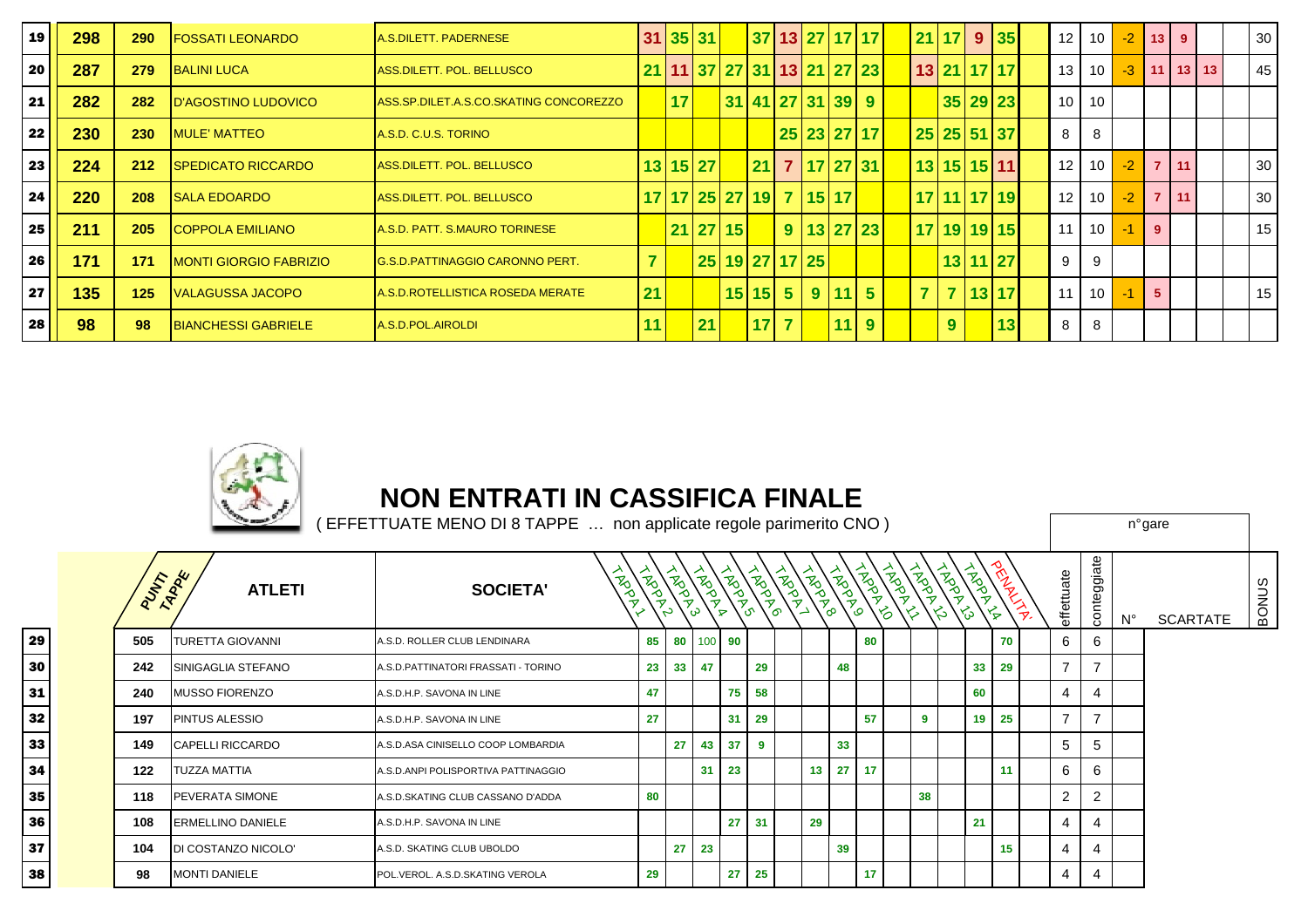| | | | | | | | | | | | | | | | | | | | | | | | | | | |
|---|---|---|---|---|---|---|---|---|---|---|---|---|---|---|---|---|---|---|---|---|---|---|---|---|---|---|
| 19 | 298 | 290 | FOSSATI LEONARDO | A.S.DILETT. PADERNESE | 31 | 35 | 31 | | 37 | 13 | 27 | 17 | 17 | | 21 | 17 | 9 | 35 | | 12 | 10 | -2 | 13 | 9 | | 30 |
| 20 | 287 | 279 | BALINI LUCA | ASS.DILETT. POL. BELLUSCO | 21 | 11 | 37 | 27 | 31 | 13 | 21 | 27 | 23 | | 13 | 21 | 17 | 17 | | 13 | 10 | -3 | 11 | 13 | 13 | 45 |
| 21 | 282 | 282 | D'AGOSTINO LUDOVICO | ASS.SP.DILET.A.S.CO.SKATING CONCOREZZO | | 17 | | 31 | 41 | 27 | 31 | 39 | 9 | | | 35 | 29 | 23 | | 10 | 10 | | | | | |
| 22 | 230 | 230 | MULE' MATTEO | A.S.D. C.U.S. TORINO | | | | | | 25 | 23 | 27 | 17 | | 25 | 25 | 51 | 37 | | 8 | 8 | | | | | |
| 23 | 224 | 212 | SPEDICATO RICCARDO | ASS.DILETT. POL. BELLUSCO | 13 | 15 | 27 | | 21 | 7 | 17 | 27 | 31 | | 13 | 15 | 15 | 11 | | 12 | 10 | -2 | 7 | 11 | | 30 |
| 24 | 220 | 208 | SALA EDOARDO | ASS.DILETT. POL. BELLUSCO | 17 | 17 | 25 | 27 | 19 | 7 | 15 | 17 | | | 17 | 11 | 17 | 19 | | 12 | 10 | -2 | 7 | 11 | | 30 |
| 25 | 211 | 205 | COPPOLA EMILIANO | A.S.D. PATT. S.MAURO TORINESE | | 21 | 27 | 15 | | 9 | 13 | 27 | 23 | | 17 | 19 | 19 | 15 | | 11 | 10 | -1 | 9 | | | 15 |
| 26 | 171 | 171 | MONTI GIORGIO FABRIZIO | G.S.D.PATTINAGGIO CARONNO PERT. | 7 | | 25 | 19 | 27 | 17 | 25 | | | | | 13 | 11 | 27 | | 9 | 9 | | | | | |
| 27 | 135 | 125 | VALAGUSSA JACOPO | A.S.D.ROTELLISTICA ROSEDA MERATE | 21 | | | 15 | 15 | 5 | 9 | 11 | 5 | | 7 | 7 | 13 | 17 | | 11 | 10 | -1 | 5 | | | 15 |
| 28 | 98 | 98 | BIANCHESSI GABRIELE | A.S.D.POL.AIROLDI | 11 | | 21 | | 17 | 7 | | 11 | 9 | | | 9 | | 13 | | 8 | 8 | | | | | |

## NON ENTRATI IN CASSIFICA FINALE

( EFFETTUATE MENO DI 8 TAPPE … non applicate regole parimerito CNO )

| | PUNTI TAPPE | ATLETI | SOCIETA' | TAPPA 1 | TAPPA 2 | TAPPA 3 | TAPPA 4 | TAPPA 5 | TAPPA 6 | TAPPA 7 | TAPPA 8 | TAPPA 9 | TAPPA 10 | TAPPA 11 | TAPPA 12 | TAPPA 13 | TAPPA 14 | PENALITA' | n°gare effettuate | conteggiate | N° | SCARTATE | BONUS |
|---|---|---|---|---|---|---|---|---|---|---|---|---|---|---|---|---|---|---|---|---|---|---|---|
| 29 | 505 | TURETTA GIOVANNI | A.S.D. ROLLER CLUB LENDINARA | 85 | 80 | 100 | 90 | | | | | 80 | | | | | 70 | | 6 | 6 | | | |
| 30 | 242 | SINIGAGLIA STEFANO | A.S.D.PATTINATORI FRASSATI - TORINO | 23 | 33 | 47 | | 29 | | | 48 | | | | | 33 | 29 | | 7 | 7 | | | |
| 31 | 240 | MUSSO FIORENZO | A.S.D.H.P. SAVONA IN LINE | 47 | | | 75 | 58 | | | | | | | | 60 | | | 4 | 4 | | | |
| 32 | 197 | PINTUS ALESSIO | A.S.D.H.P. SAVONA IN LINE | 27 | | | 31 | 29 | | | | 57 | | 9 | | 19 | 25 | | 7 | 7 | | | |
| 33 | 149 | CAPELLI RICCARDO | A.S.D.ASA CINISELLO COOP LOMBARDIA | | 27 | 43 | 37 | 9 | | | 33 | | | | | | | | 5 | 5 | | | |
| 34 | 122 | TUZZA MATTIA | A.S.D.ANPI POLISPORTIVA PATTINAGGIO | | | 31 | 23 | | | 13 | 27 | 17 | | | | | 11 | | 6 | 6 | | | |
| 35 | 118 | PEVERATA SIMONE | A.S.D.SKATING CLUB CASSANO D'ADDA | 80 | | | | | | | | | | 38 | | | | | 2 | 2 | | | |
| 36 | 108 | ERMELLINO DANIELE | A.S.D.H.P. SAVONA IN LINE | | | | 27 | 31 | | 29 | | | | | | 21 | | | 4 | 4 | | | |
| 37 | 104 | DI COSTANZO NICOLO' | A.S.D. SKATING CLUB UBOLDO | | 27 | 23 | | | | | 39 | | | | | | 15 | | 4 | 4 | | | |
| 38 | 98 | MONTI DANIELE | POL.VEROL. A.S.D.SKATING VEROLA | 29 | | | 27 | 25 | | | | 17 | | | | | | | 4 | 4 | | | |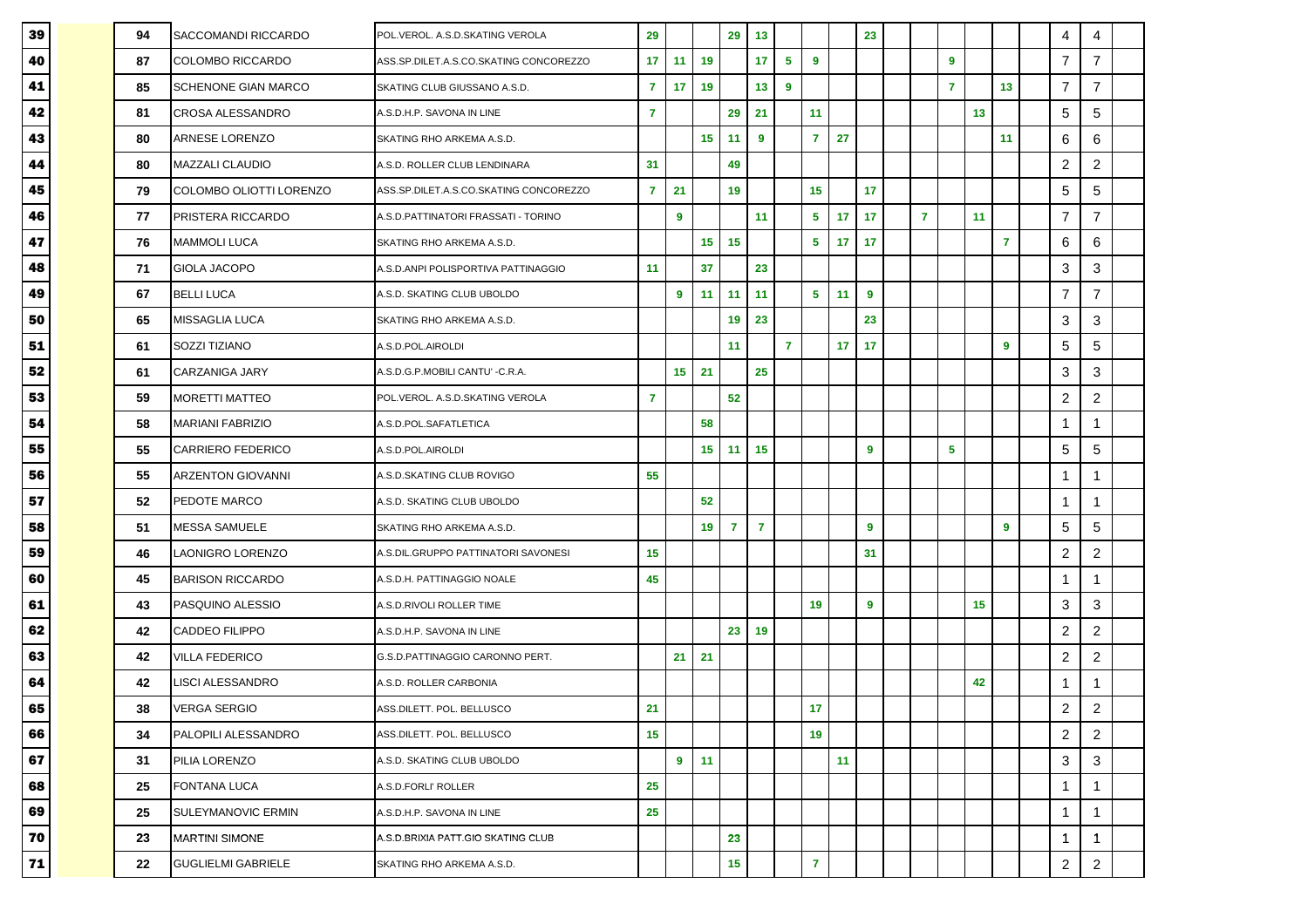| | | | | | | | | | | | | | | | | | | | | | | |
|---|---|---|---|---|---|---|---|---|---|---|---|---|---|---|---|---|---|---|---|---|---|---|
| **39** | | 94 | SACCOMANDI RICCARDO | POL.VEROL. A.S.D.SKATING VEROLA | **29** | | | **29** | **13** | | | | **23** | | | | | | | 4 | 4 | |
| **40** | | 87 | COLOMBO RICCARDO | ASS.SP.DILET.A.S.CO.SKATING CONCOREZZO | **17** | **11** | **19** | | **17** | **5** | **9** | | | | | **9** | | | | 7 | 7 | |
| **41** | | 85 | SCHENONE GIAN MARCO | SKATING CLUB GIUSSANO A.S.D. | **7** | **17** | **19** | | **13** | **9** | | | | | | **7** | | **13** | | 7 | 7 | |
| **42** | | 81 | CROSA ALESSANDRO | A.S.D.H.P. SAVONA IN LINE | **7** | | | **29** | **21** | | **11** | | | | | | **13** | | | 5 | 5 | |
| **43** | | 80 | ARNESE LORENZO | SKATING RHO ARKEMA A.S.D. | | | **15** | **11** | **9** | | **7** | **27** | | | | | | **11** | | 6 | 6 | |
| **44** | | 80 | MAZZALI CLAUDIO | A.S.D. ROLLER CLUB LENDINARA | **31** | | | **49** | | | | | | | | | | | | 2 | 2 | |
| **45** | | 79 | COLOMBO OLIOTTI LORENZO | ASS.SP.DILET.A.S.CO.SKATING CONCOREZZO | **7** | **21** | | **19** | | | **15** | | **17** | | | | | | | 5 | 5 | |
| **46** | | 77 | PRISTERA RICCARDO | A.S.D.PATTINATORI FRASSATI - TORINO | | **9** | | | **11** | | **5** | **17** | **17** | | **7** | | **11** | | | 7 | 7 | |
| **47** | | 76 | MAMMOLI LUCA | SKATING RHO ARKEMA A.S.D. | | | **15** | **15** | | | **5** | **17** | **17** | | | | | **7** | | 6 | 6 | |
| **48** | | 71 | GIOLA JACOPO | A.S.D.ANPI POLISPORTIVA PATTINAGGIO | **11** | | **37** | | **23** | | | | | | | | | | | 3 | 3 | |
| **49** | | 67 | BELLI LUCA | A.S.D. SKATING CLUB UBOLDO | | **9** | **11** | **11** | **11** | | **5** | **11** | **9** | | | | | | | 7 | 7 | |
| **50** | | 65 | MISSAGLIA LUCA | SKATING RHO ARKEMA A.S.D. | | | | **19** | **23** | | | | **23** | | | | | | | 3 | 3 | |
| **51** | | 61 | SOZZI TIZIANO | A.S.D.POL.AIROLDI | | | | **11** | | **7** | | **17** | **17** | | | | | **9** | | 5 | 5 | |
| **52** | | 61 | CARZANIGA JARY | A.S.D.G.P.MOBILI CANTU' -C.R.A. | | **15** | **21** | | **25** | | | | | | | | | | | 3 | 3 | |
| **53** | | 59 | MORETTI MATTEO | POL.VEROL. A.S.D.SKATING VEROLA | **7** | | | **52** | | | | | | | | | | | | 2 | 2 | |
| **54** | | 58 | MARIANI FABRIZIO | A.S.D.POL.SAFATLETICA | | | **58** | | | | | | | | | | | | | 1 | 1 | |
| **55** | | 55 | CARRIERO FEDERICO | A.S.D.POL.AIROLDI | | | **15** | **11** | **15** | | | | **9** | | | **5** | | | | 5 | 5 | |
| **56** | | 55 | ARZENTON GIOVANNI | A.S.D.SKATING CLUB ROVIGO | **55** | | | | | | | | | | | | | | | 1 | 1 | |
| **57** | | 52 | PEDOTE MARCO | A.S.D. SKATING CLUB UBOLDO | | | **52** | | | | | | | | | | | | | 1 | 1 | |
| **58** | | 51 | MESSA SAMUELE | SKATING RHO ARKEMA A.S.D. | | | **19** | **7** | **7** | | | | **9** | | | | | **9** | | 5 | 5 | |
| **59** | | 46 | LAONIGRO LORENZO | A.S.DIL.GRUPPO PATTINATORI SAVONESI | **15** | | | | | | | | **31** | | | | | | | 2 | 2 | |
| **60** | | 45 | BARISON RICCARDO | A.S.D.H. PATTINAGGIO NOALE | **45** | | | | | | | | | | | | | | | 1 | 1 | |
| **61** | | 43 | PASQUINO ALESSIO | A.S.D.RIVOLI ROLLER TIME | | | | | | | **19** | | **9** | | | | **15** | | | 3 | 3 | |
| **62** | | 42 | CADDEO FILIPPO | A.S.D.H.P. SAVONA IN LINE | | | | **23** | **19** | | | | | | | | | | | 2 | 2 | |
| **63** | | 42 | VILLA FEDERICO | G.S.D.PATTINAGGIO CARONNO PERT. | | **21** | **21** | | | | | | | | | | | | | 2 | 2 | |
| **64** | | 42 | LISCI ALESSANDRO | A.S.D. ROLLER CARBONIA | | | | | | | | | | | | | **42** | | | 1 | 1 | |
| **65** | | 38 | VERGA SERGIO | ASS.DILETT. POL. BELLUSCO | **21** | | | | | | **17** | | | | | | | | | 2 | 2 | |
| **66** | | 34 | PALOPILI ALESSANDRO | ASS.DILETT. POL. BELLUSCO | **15** | | | | | | **19** | | | | | | | | | 2 | 2 | |
| **67** | | 31 | PILIA LORENZO | A.S.D. SKATING CLUB UBOLDO | | **9** | **11** | | | | | **11** | | | | | | | | 3 | 3 | |
| **68** | | 25 | FONTANA LUCA | A.S.D.FORLI' ROLLER | **25** | | | | | | | | | | | | | | | 1 | 1 | |
| **69** | | 25 | SULEYMANOVIC ERMIN | A.S.D.H.P. SAVONA IN LINE | **25** | | | | | | | | | | | | | | | 1 | 1 | |
| **70** | | 23 | MARTINI SIMONE | A.S.D.BRIXIA PATT.GIO SKATING CLUB | | | | **23** | | | | | | | | | | | | 1 | 1 | |
| **71** | | 22 | GUGLIELMI GABRIELE | SKATING RHO ARKEMA A.S.D. | | | | **15** | | | **7** | | | | | | | | | 2 | 2 | |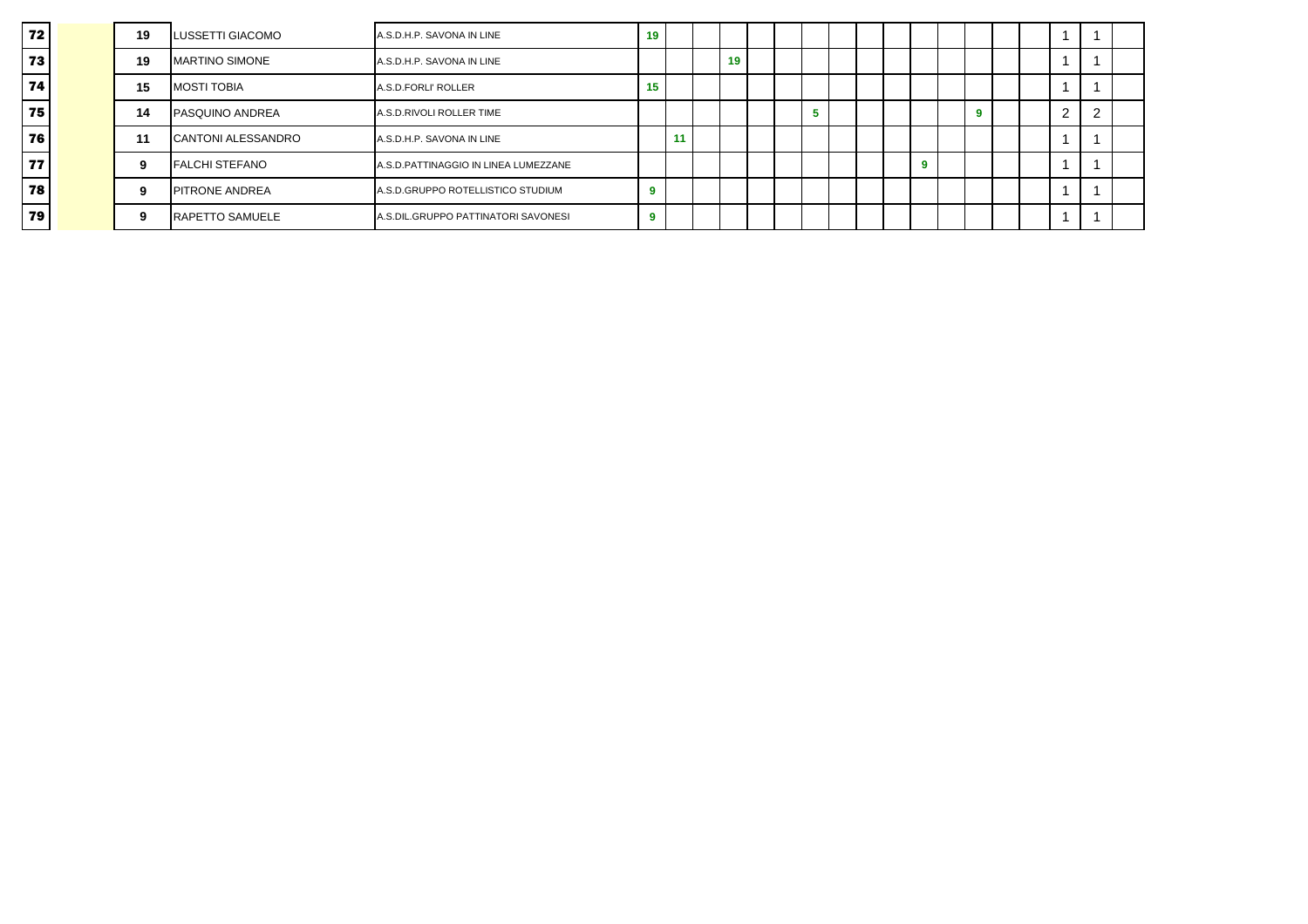| | | | | | | | | | | | | | | | | | | | | | | |
|---|---|---|---|---|---|---|---|---|---|---|---|---|---|---|---|---|---|---|---|---|---|---|
| 72 | | 19 | LUSSETTI GIACOMO | A.S.D.H.P. SAVONA IN LINE | 19 | | | | | | | | | | | | | | | 1 | 1 | |
| 73 | | 19 | MARTINO SIMONE | A.S.D.H.P. SAVONA IN LINE | | | | 19 | | | | | | | | | | | | 1 | 1 | |
| 74 | | 15 | MOSTI TOBIA | A.S.D.FORLI' ROLLER | 15 | | | | | | | | | | | | | | | 1 | 1 | |
| 75 | | 14 | PASQUINO ANDREA | A.S.D.RIVOLI ROLLER TIME | | | | | | | 5 | | | | | | | 9 | | 2 | 2 | |
| 76 | | 11 | CANTONI ALESSANDRO | A.S.D.H.P. SAVONA IN LINE | | 11 | | | | | | | | | | | | | | 1 | 1 | |
| 77 | | 9 | FALCHI STEFANO | A.S.D.PATTINAGGIO IN LINEA LUMEZZANE | | | | | | | | | | | 9 | | | | | 1 | 1 | |
| 78 | | 9 | PITRONE ANDREA | A.S.D.GRUPPO ROTELLISTICO STUDIUM | 9 | | | | | | | | | | | | | | | 1 | 1 | |
| 79 | | 9 | RAPETTO SAMUELE | A.S.DIL.GRUPPO PATTINATORI SAVONESI | 9 | | | | | | | | | | | | | | | 1 | 1 | |